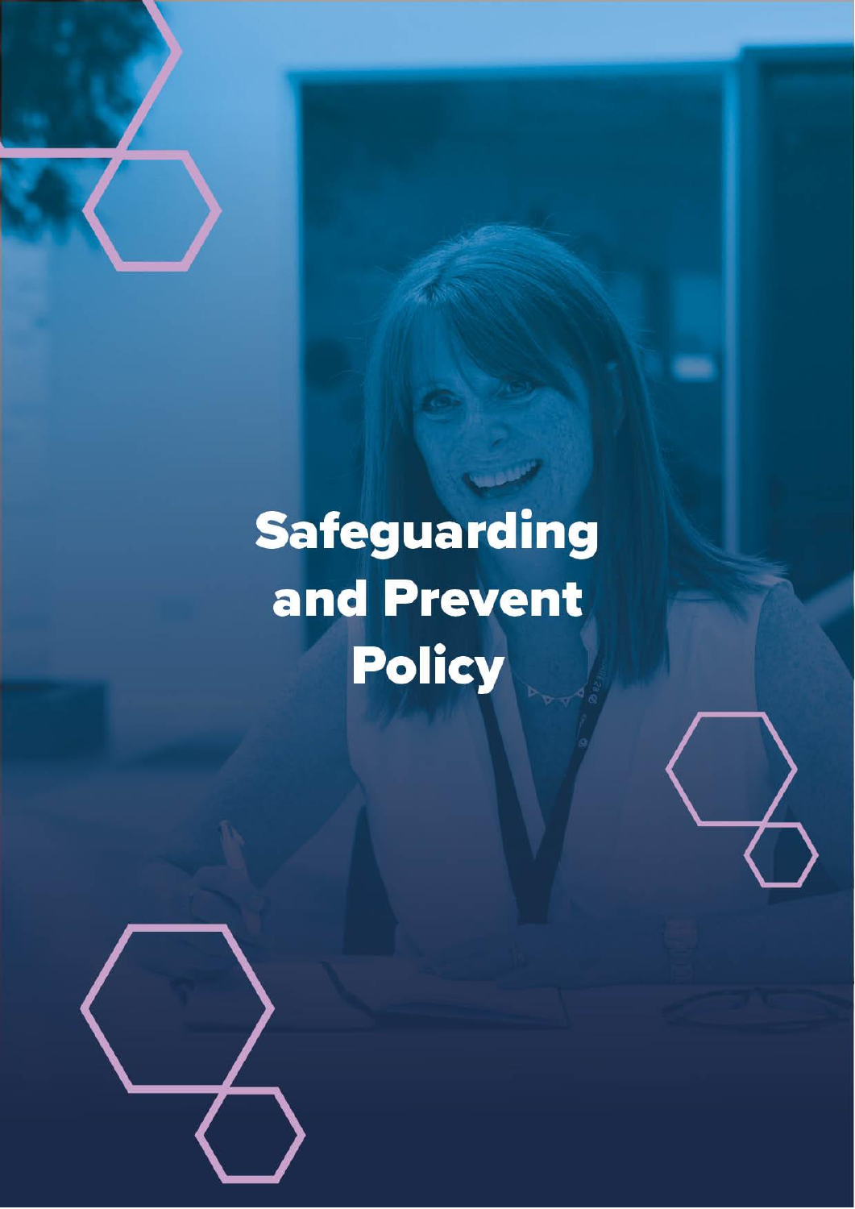# Safeguarding and Prevent Policy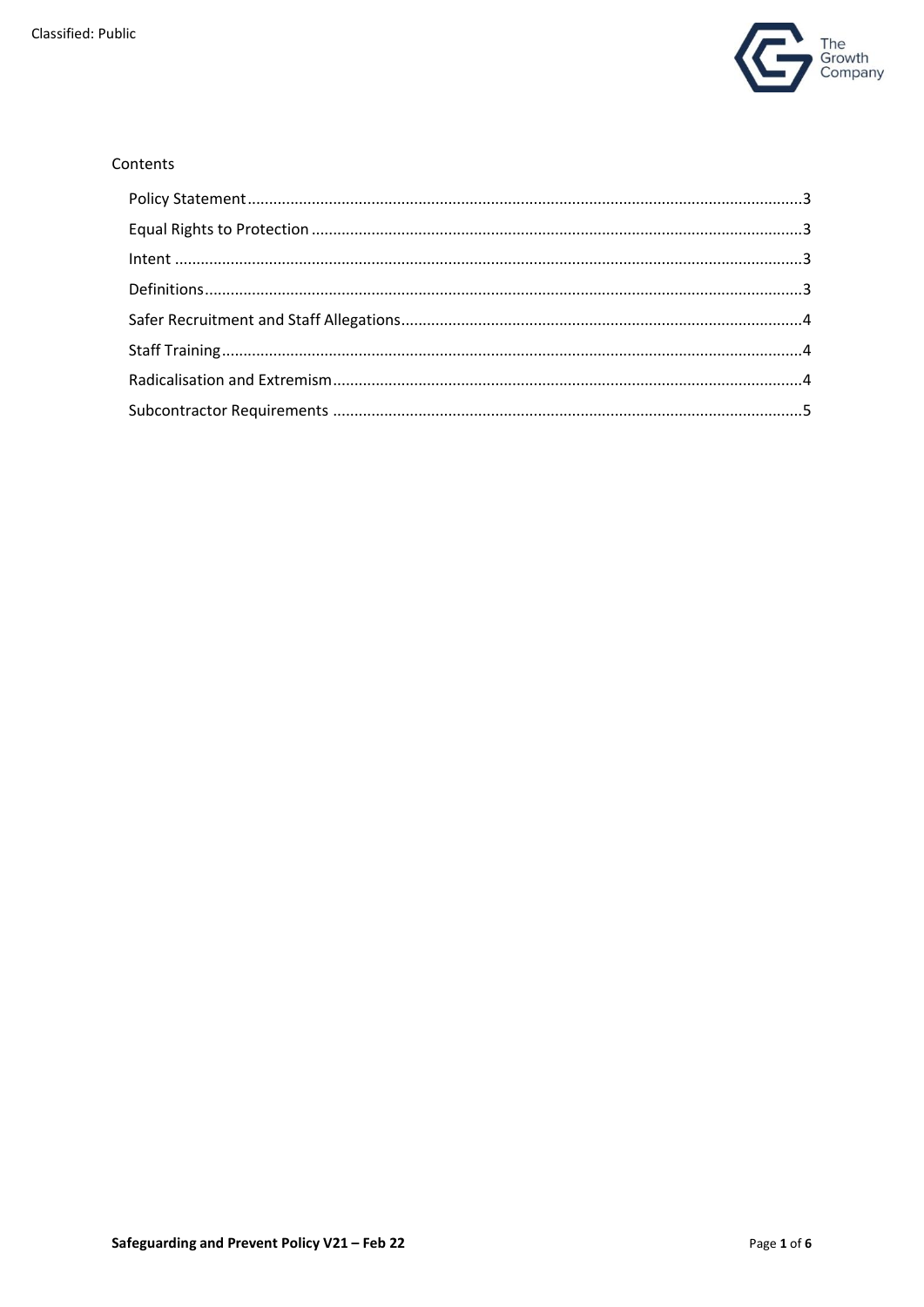Contents

Policy Statement .......... 3
Equal Rights to Protection .......... 3
Intent .......... 3
Definitions .......... 3
Safer Recruitment and Staff Allegations .......... 4
Staff Training .......... 4
Radicalisation and Extremism .......... 4
Subcontractor Requirements .......... 5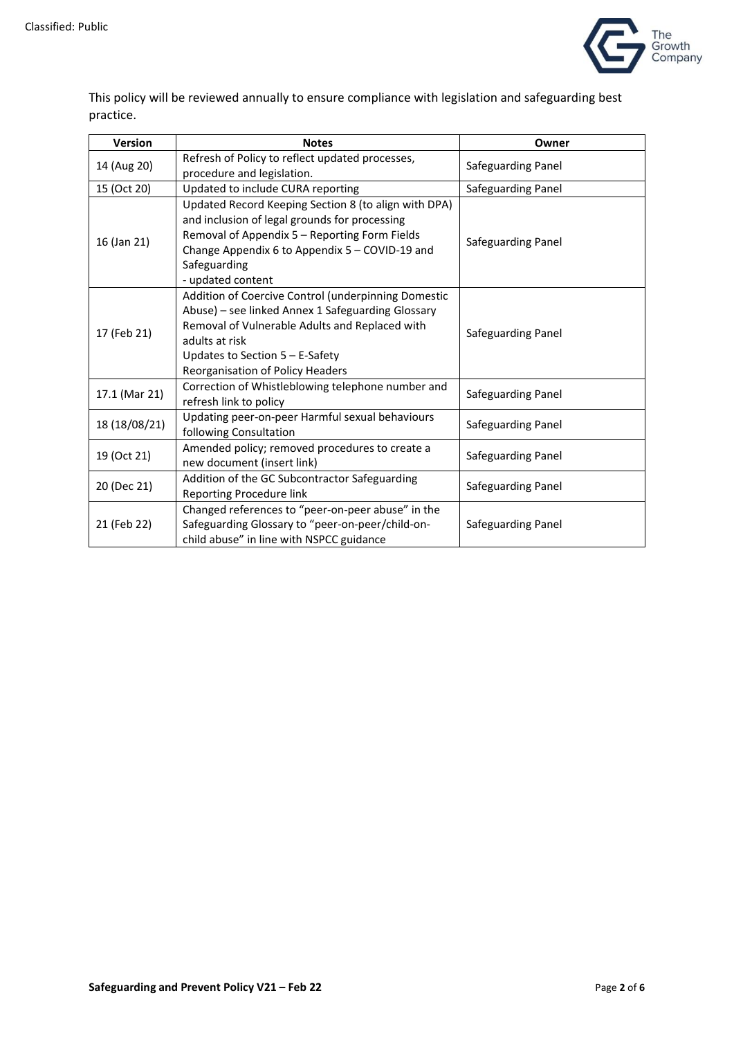This policy will be reviewed annually to ensure compliance with legislation and safeguarding best practice.

| Version | Notes | Owner |
|---|---|---|
| 14 (Aug 20) | Refresh of Policy to reflect updated processes, procedure and legislation. | Safeguarding Panel |
| 15 (Oct 20) | Updated to include CURA reporting | Safeguarding Panel |
| 16 (Jan 21) | Updated Record Keeping Section 8 (to align with DPA) and inclusion of legal grounds for processing<br>Removal of Appendix 5 – Reporting Form Fields<br>Change Appendix 6 to Appendix 5 – COVID-19 and Safeguarding<br>- updated content | Safeguarding Panel |
| 17 (Feb 21) | Addition of Coercive Control (underpinning Domestic Abuse) – see linked Annex 1 Safeguarding Glossary<br>Removal of Vulnerable Adults and Replaced with adults at risk<br>Updates to Section 5 – E-Safety<br>Reorganisation of Policy Headers | Safeguarding Panel |
| 17.1 (Mar 21) | Correction of Whistleblowing telephone number and refresh link to policy | Safeguarding Panel |
| 18 (18/08/21) | Updating peer-on-peer Harmful sexual behaviours following Consultation | Safeguarding Panel |
| 19 (Oct 21) | Amended policy; removed procedures to create a new document (insert link) | Safeguarding Panel |
| 20 (Dec 21) | Addition of the GC Subcontractor Safeguarding Reporting Procedure link | Safeguarding Panel |
| 21 (Feb 22) | Changed references to "peer-on-peer abuse" in the Safeguarding Glossary to "peer-on-peer/child-on-child abuse" in line with NSPCC guidance | Safeguarding Panel |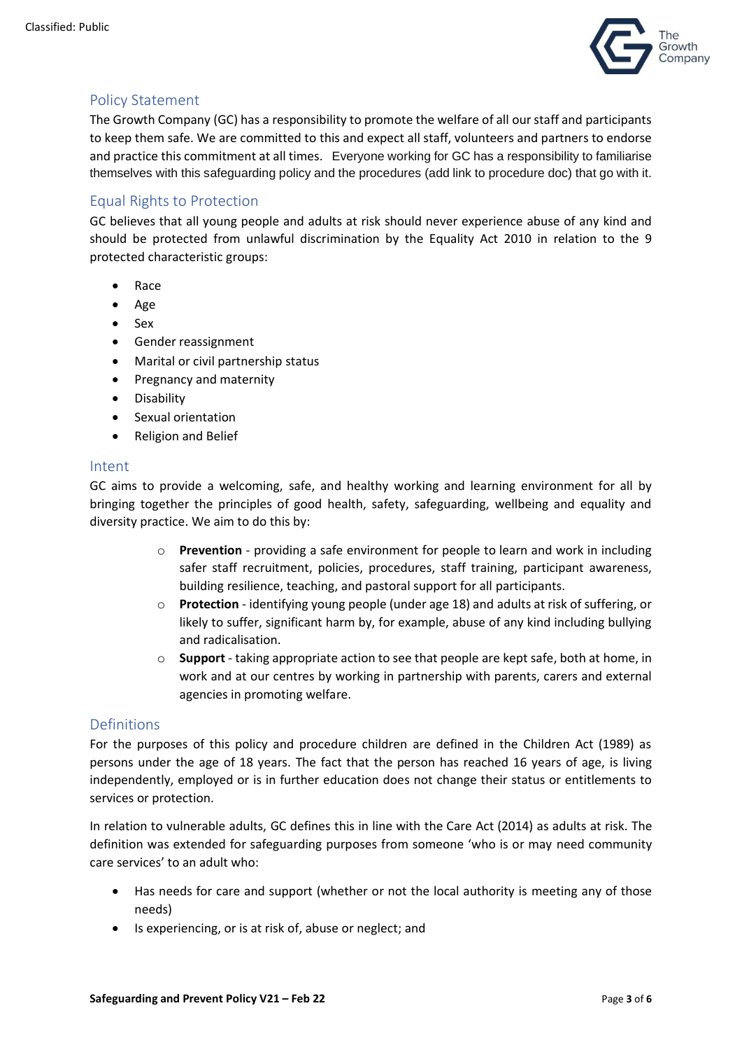## Policy Statement

The Growth Company (GC) has a responsibility to promote the welfare of all our staff and participants to keep them safe. We are committed to this and expect all staff, volunteers and partners to endorse and practice this commitment at all times. Everyone working for GC has a responsibility to familiarise themselves with this safeguarding policy and the procedures (add link to procedure doc) that go with it.

## Equal Rights to Protection

GC believes that all young people and adults at risk should never experience abuse of any kind and should be protected from unlawful discrimination by the Equality Act 2010 in relation to the 9 protected characteristic groups:

- Race
- Age
- Sex
- Gender reassignment
- Marital or civil partnership status
- Pregnancy and maternity
- Disability
- Sexual orientation
- Religion and Belief

## Intent

GC aims to provide a welcoming, safe, and healthy working and learning environment for all by bringing together the principles of good health, safety, safeguarding, wellbeing and equality and diversity practice. We aim to do this by:

- **Prevention** - providing a safe environment for people to learn and work in including safer staff recruitment, policies, procedures, staff training, participant awareness, building resilience, teaching, and pastoral support for all participants.
- **Protection** - identifying young people (under age 18) and adults at risk of suffering, or likely to suffer, significant harm by, for example, abuse of any kind including bullying and radicalisation.
- **Support** - taking appropriate action to see that people are kept safe, both at home, in work and at our centres by working in partnership with parents, carers and external agencies in promoting welfare.

## Definitions

For the purposes of this policy and procedure children are defined in the Children Act (1989) as persons under the age of 18 years. The fact that the person has reached 16 years of age, is living independently, employed or is in further education does not change their status or entitlements to services or protection.

In relation to vulnerable adults, GC defines this in line with the Care Act (2014) as adults at risk. The definition was extended for safeguarding purposes from someone 'who is or may need community care services' to an adult who:

- Has needs for care and support (whether or not the local authority is meeting any of those needs)
- Is experiencing, or is at risk of, abuse or neglect; and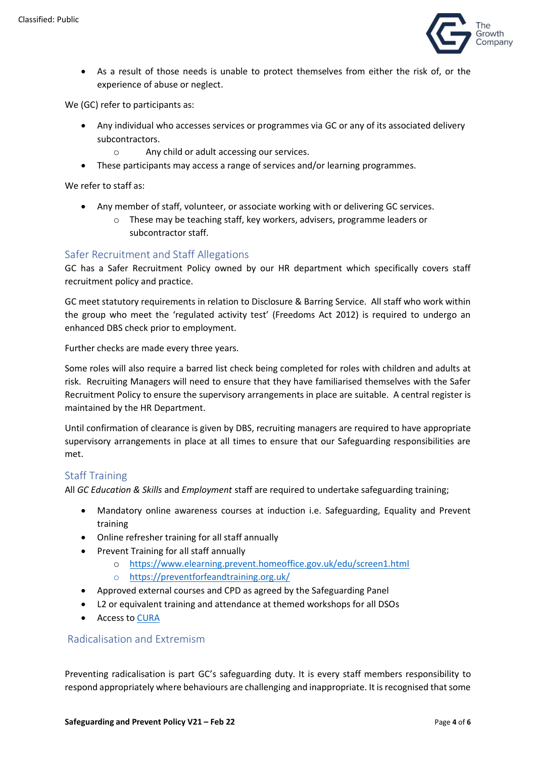- As a result of those needs is unable to protect themselves from either the risk of, or the experience of abuse or neglect.

We (GC) refer to participants as:

- Any individual who accesses services or programmes via GC or any of its associated delivery subcontractors.
  - Any child or adult accessing our services.
- These participants may access a range of services and/or learning programmes.

We refer to staff as:

- Any member of staff, volunteer, or associate working with or delivering GC services.
  - These may be teaching staff, key workers, advisers, programme leaders or subcontractor staff.

## Safer Recruitment and Staff Allegations

GC has a Safer Recruitment Policy owned by our HR department which specifically covers staff recruitment policy and practice.

GC meet statutory requirements in relation to Disclosure & Barring Service. All staff who work within the group who meet the 'regulated activity test' (Freedoms Act 2012) is required to undergo an enhanced DBS check prior to employment.

Further checks are made every three years.

Some roles will also require a barred list check being completed for roles with children and adults at risk. Recruiting Managers will need to ensure that they have familiarised themselves with the Safer Recruitment Policy to ensure the supervisory arrangements in place are suitable. A central register is maintained by the HR Department.

Until confirmation of clearance is given by DBS, recruiting managers are required to have appropriate supervisory arrangements in place at all times to ensure that our Safeguarding responsibilities are met.

## Staff Training

All *GC Education & Skills* and *Employment* staff are required to undertake safeguarding training;

- Mandatory online awareness courses at induction i.e. Safeguarding, Equality and Prevent training
- Online refresher training for all staff annually
- Prevent Training for all staff annually
  - https://www.elearning.prevent.homeoffice.gov.uk/edu/screen1.html
  - https://preventforfeandtraining.org.uk/
- Approved external courses and CPD as agreed by the Safeguarding Panel
- L2 or equivalent training and attendance at themed workshops for all DSOs
- Access to CURA

## Radicalisation and Extremism

Preventing radicalisation is part GC's safeguarding duty. It is every staff members responsibility to respond appropriately where behaviours are challenging and inappropriate. It is recognised that some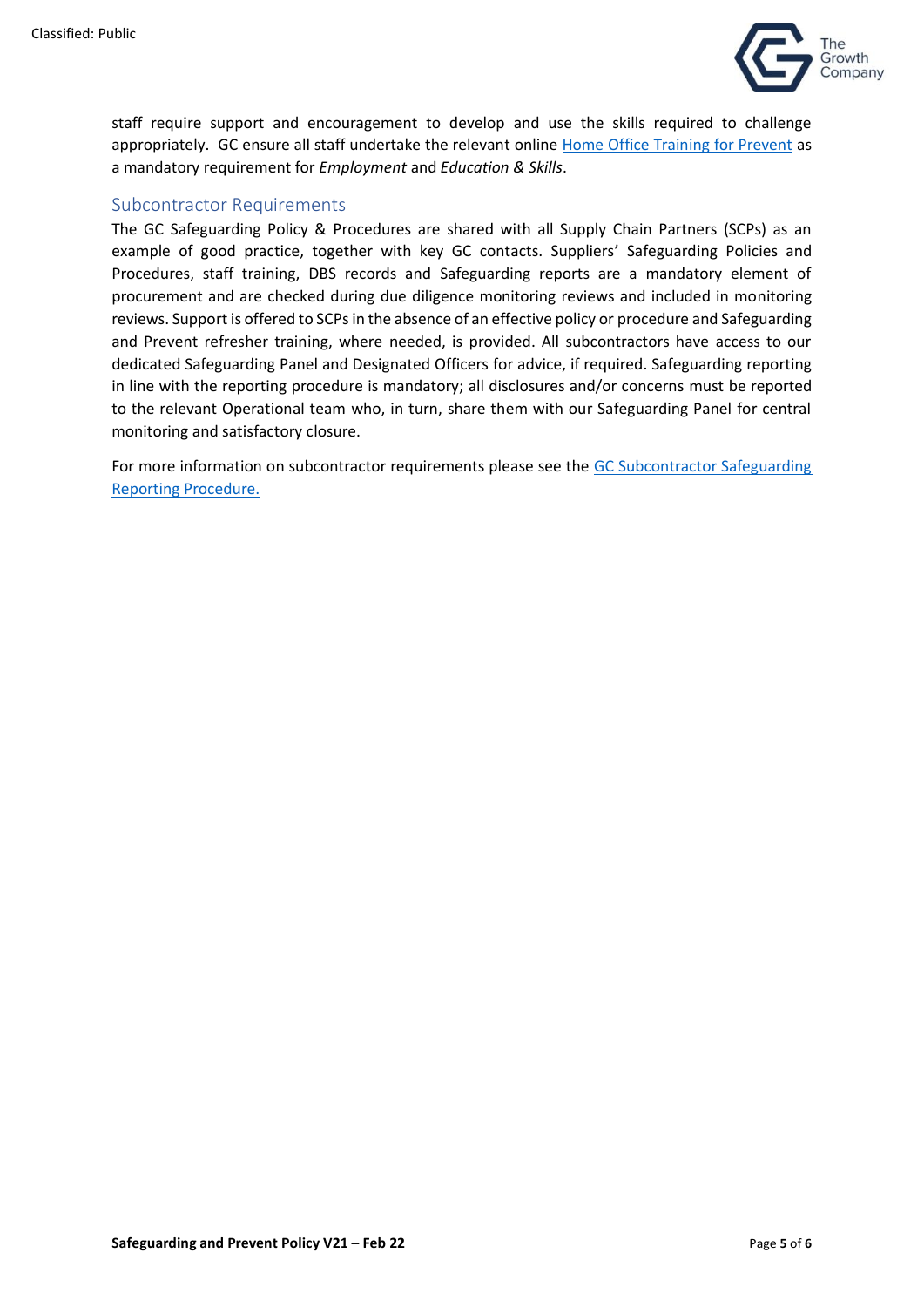staff require support and encouragement to develop and use the skills required to challenge appropriately. GC ensure all staff undertake the relevant online [Home Office Training for Prevent]() as a mandatory requirement for *Employment* and *Education & Skills*.

## Subcontractor Requirements

The GC Safeguarding Policy & Procedures are shared with all Supply Chain Partners (SCPs) as an example of good practice, together with key GC contacts. Suppliers' Safeguarding Policies and Procedures, staff training, DBS records and Safeguarding reports are a mandatory element of procurement and are checked during due diligence monitoring reviews and included in monitoring reviews. Support is offered to SCPs in the absence of an effective policy or procedure and Safeguarding and Prevent refresher training, where needed, is provided. All subcontractors have access to our dedicated Safeguarding Panel and Designated Officers for advice, if required. Safeguarding reporting in line with the reporting procedure is mandatory; all disclosures and/or concerns must be reported to the relevant Operational team who, in turn, share them with our Safeguarding Panel for central monitoring and satisfactory closure.

For more information on subcontractor requirements please see the [GC Subcontractor Safeguarding Reporting Procedure.]()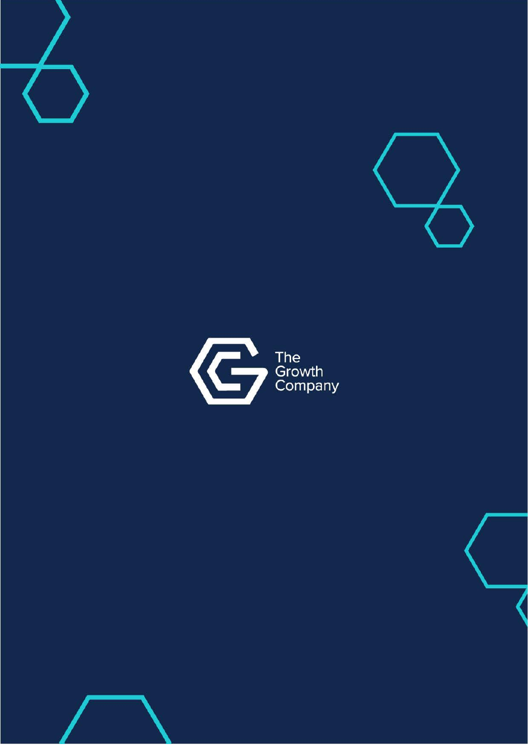The Growth Company